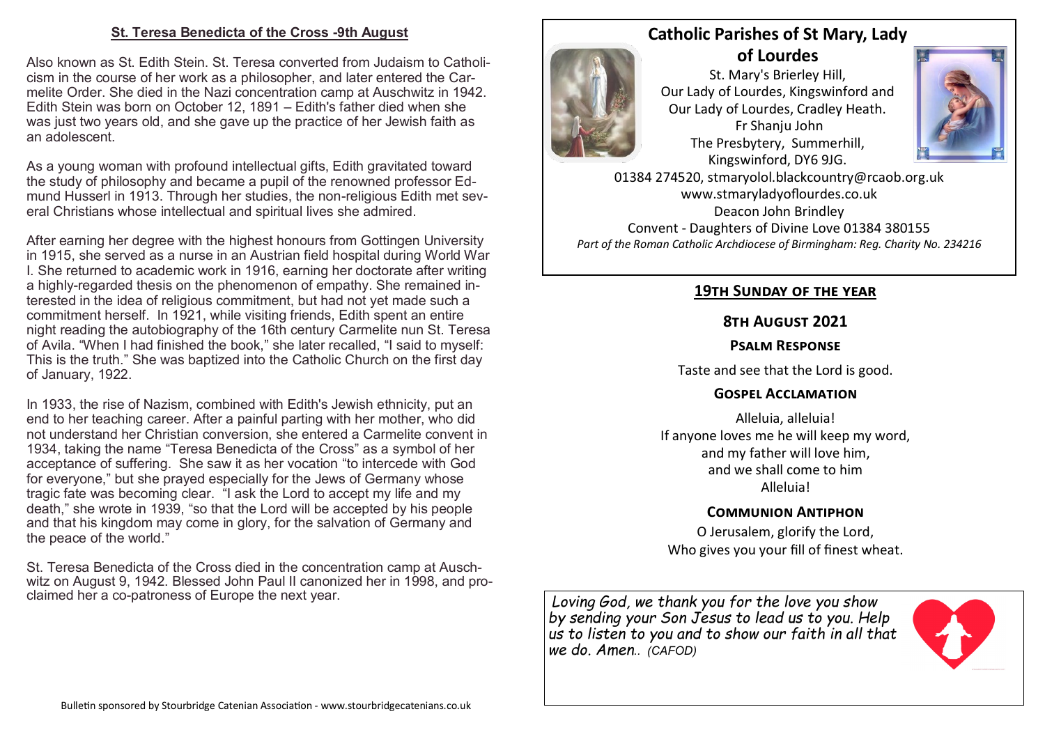## St. Teresa Benedicta of the Cross -9th August

Also known as St. Edith Stein. St. Teresa converted from Judaism to Catholicism in the course of her work as a philosopher, and later entered the Carmelite Order. She died in the Nazi concentration camp at Auschwitz in 1942. Edith Stein was born on October 12, 1891 – Edith's father died when she was just two years old, and she gave up the practice of her Jewish faith as an adolescent.

As a young woman with profound intellectual gifts, Edith gravitated toward the study of philosophy and became a pupil of the renowned professor Edmund Husserl in 1913. Through her studies, the non-religious Edith met several Christians whose intellectual and spiritual lives she admired.

After earning her degree with the highest honours from Gottingen University in 1915, she served as a nurse in an Austrian field hospital during World War I. She returned to academic work in 1916, earning her doctorate after writing a highly-regarded thesis on the phenomenon of empathy. She remained interested in the idea of religious commitment, but had not yet made such a commitment herself. In 1921, while visiting friends, Edith spent an entire night reading the autobiography of the 16th century Carmelite nun St. Teresa of Avila. "When I had finished the book," she later recalled, "I said to myself: This is the truth." She was baptized into the Catholic Church on the first day of January, 1922.

In 1933, the rise of Nazism, combined with Edith's Jewish ethnicity, put an end to her teaching career. After a painful parting with her mother, who did not understand her Christian conversion, she entered a Carmelite convent in 1934, taking the name "Teresa Benedicta of the Cross" as a symbol of her acceptance of suffering. She saw it as her vocation "to intercede with God for everyone," but she prayed especially for the Jews of Germany whose tragic fate was becoming clear. "I ask the Lord to accept my life and my death," she wrote in 1939, "so that the Lord will be accepted by his people and that his kingdom may come in glory, for the salvation of Germany and the peace of the world."

St. Teresa Benedicta of the Cross died in the concentration camp at Auschwitz on August 9, 1942. Blessed John Paul II canonized her in 1998, and proclaimed her a co-patroness of Europe the next year.

Bulletin sponsored by Stourbridge Catenian Association - www.stourbridgecatenians.co.uk

# Catholic Parishes of St Mary, Lady of Lourdes

St. Mary's Brierley Hill,
Our Lady of Lourdes, Kingswinford and
Our Lady of Lourdes, Cradley Heath.
Fr Shanju John
The Presbytery, Summerhill,
Kingswinford, DY6 9JG.
01384 274520, stmaryolol.blackcountry@rcaob.org.uk
www.stmaryladyoflourdes.co.uk
Deacon John Brindley
Convent - Daughters of Divine Love 01384 380155

*Part of the Roman Catholic Archdiocese of Birmingham: Reg. Charity No. 234216*

## 19th Sunday of the Year

### 8th August 2021

**Psalm Response**

Taste and see that the Lord is good.

**Gospel Acclamation**

Alleluia, alleluia!
If anyone loves me he will keep my word,
and my father will love him,
and we shall come to him
Alleluia!

**Communion Antiphon**

O Jerusalem, glorify the Lord,
Who gives you your fill of finest wheat.

*Loving God, we thank you for the love you show by sending your Son Jesus to lead us to you. Help us to listen to you and to show our faith in all that we do. Amen.. (CAFOD)*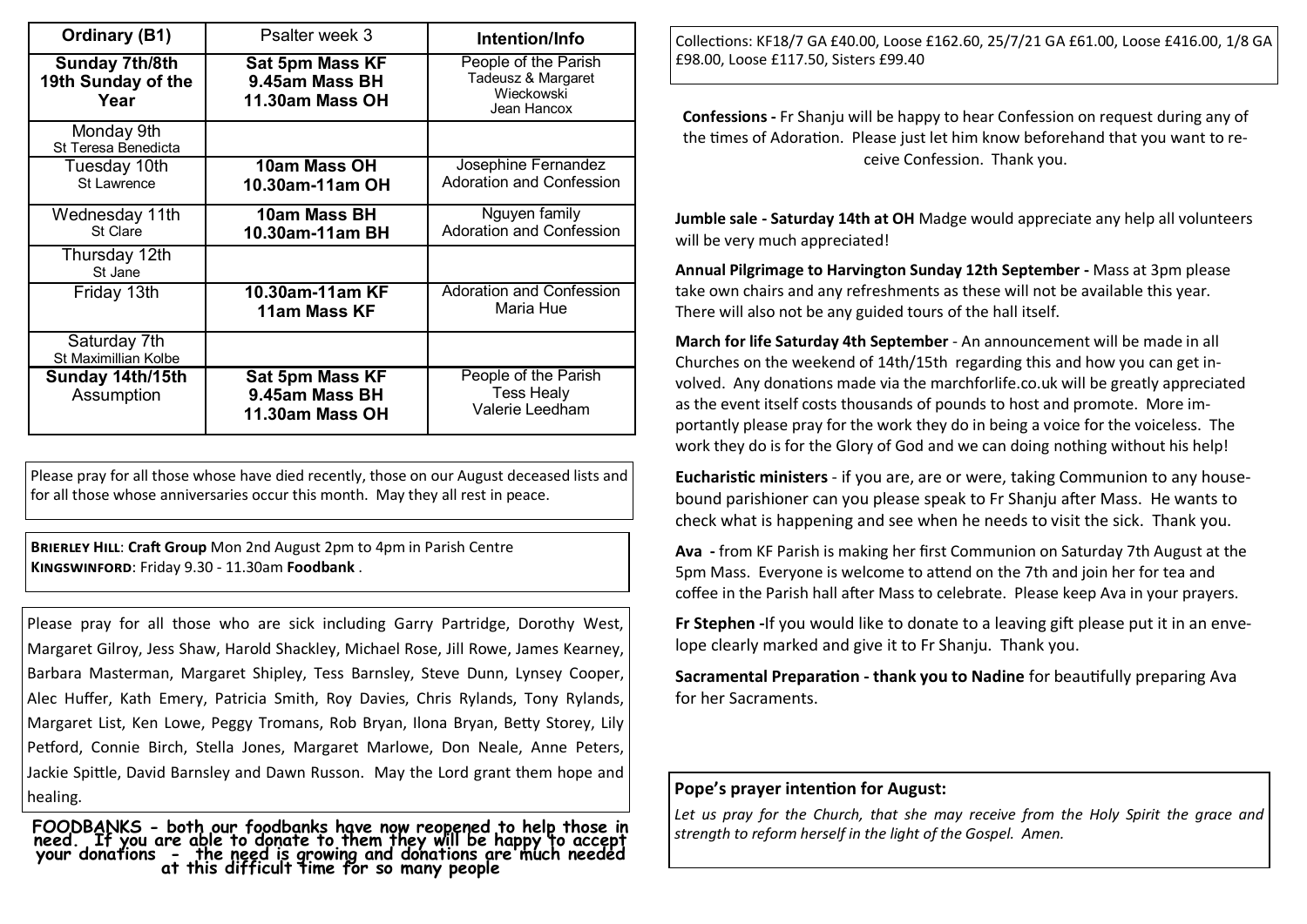| Ordinary (B1) | Psalter week 3 | Intention/Info |
|---|---|---|
| **Sunday 7th/8th 19th Sunday of the Year** | **Sat 5pm Mass KF 9.45am Mass BH 11.30am Mass OH** | People of the Parish Tadeusz & Margaret Wieckowski Jean Hancox |
| Monday 9th St Teresa Benedicta | | |
| Tuesday 10th St Lawrence | **10am Mass OH 10.30am-11am OH** | Josephine Fernandez Adoration and Confession |
| Wednesday 11th St Clare | **10am Mass BH 10.30am-11am BH** | Nguyen family Adoration and Confession |
| Thursday 12th St Jane | | |
| Friday 13th | **10.30am-11am KF 11am Mass KF** | Adoration and Confession Maria Hue |
| Saturday 7th St Maximillian Kolbe | | |
| **Sunday 14th/15th** Assumption | **Sat 5pm Mass KF 9.45am Mass BH 11.30am Mass OH** | People of the Parish Tess Healy Valerie Leedham |

Please pray for all those whose have died recently, those on our August deceased lists and for all those whose anniversaries occur this month. May they all rest in peace.

**Brierley Hill**: **Craft Group** Mon 2nd August 2pm to 4pm in Parish Centre
**Kingswinford**: Friday 9.30 - 11.30am **Foodbank** .

Please pray for all those who are sick including Garry Partridge, Dorothy West, Margaret Gilroy, Jess Shaw, Harold Shackley, Michael Rose, Jill Rowe, James Kearney, Barbara Masterman, Margaret Shipley, Tess Barnsley, Steve Dunn, Lynsey Cooper, Alec Huffer, Kath Emery, Patricia Smith, Roy Davies, Chris Rylands, Tony Rylands, Margaret List, Ken Lowe, Peggy Tromans, Rob Bryan, Ilona Bryan, Betty Storey, Lily Petford, Connie Birch, Stella Jones, Margaret Marlowe, Don Neale, Anne Peters, Jackie Spittle, David Barnsley and Dawn Russon. May the Lord grant them hope and healing.

**FOODBANKS - both our foodbanks have now reopened to help those in need. If you are able to donate to them they will be happy to accept your donations - the need is growing and donations are much needed at this difficult time for so many people**

Collections: KF18/7 GA £40.00, Loose £162.60, 25/7/21 GA £61.00, Loose £416.00, 1/8 GA £98.00, Loose £117.50, Sisters £99.40

**Confessions -** Fr Shanju will be happy to hear Confession on request during any of the times of Adoration. Please just let him know beforehand that you want to receive Confession. Thank you.

**Jumble sale - Saturday 14th at OH** Madge would appreciate any help all volunteers will be very much appreciated!

**Annual Pilgrimage to Harvington Sunday 12th September -** Mass at 3pm please take own chairs and any refreshments as these will not be available this year. There will also not be any guided tours of the hall itself.

**March for life Saturday 4th September** - An announcement will be made in all Churches on the weekend of 14th/15th regarding this and how you can get involved. Any donations made via the marchforlife.co.uk will be greatly appreciated as the event itself costs thousands of pounds to host and promote. More importantly please pray for the work they do in being a voice for the voiceless. The work they do is for the Glory of God and we can doing nothing without his help!

**Eucharistic ministers** - if you are, are or were, taking Communion to any housebound parishioner can you please speak to Fr Shanju after Mass. He wants to check what is happening and see when he needs to visit the sick. Thank you.

**Ava -** from KF Parish is making her first Communion on Saturday 7th August at the 5pm Mass. Everyone is welcome to attend on the 7th and join her for tea and coffee in the Parish hall after Mass to celebrate. Please keep Ava in your prayers.

**Fr Stephen -**If you would like to donate to a leaving gift please put it in an envelope clearly marked and give it to Fr Shanju. Thank you.

**Sacramental Preparation - thank you to Nadine** for beautifully preparing Ava for her Sacraments.

**Pope's prayer intention for August:**

*Let us pray for the Church, that she may receive from the Holy Spirit the grace and strength to reform herself in the light of the Gospel. Amen.*